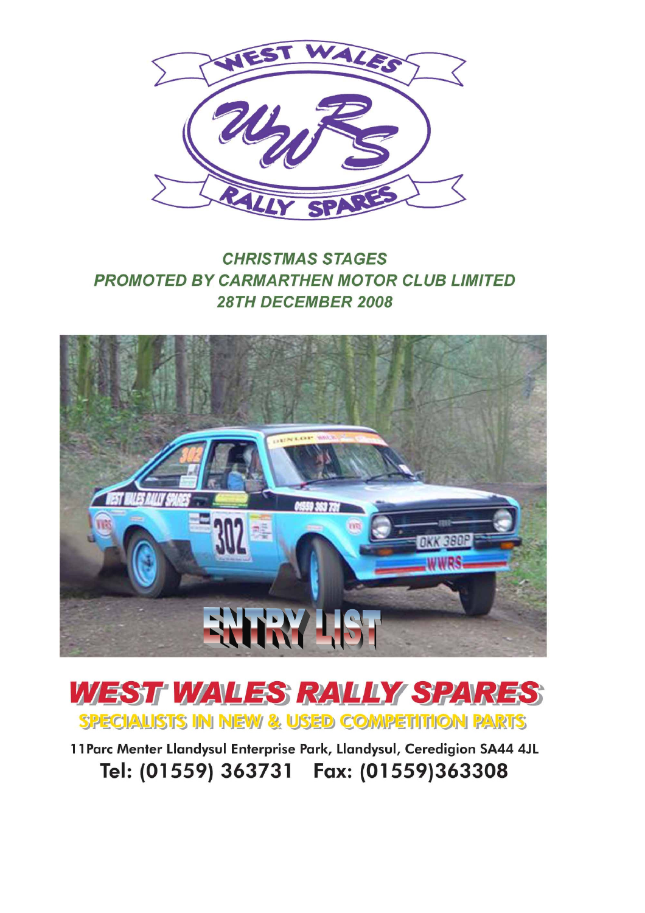WEST WALES

WWRS

RALLY SPARES

**CHRISTMAS STAGES**
**PROMOTED BY CARMARTHEN MOTOR CLUB LIMITED**
**28TH DECEMBER 2008**

# ENTRY LIST

## WEST WALES RALLY SPARES

**SPECIALISTS IN NEW & USED COMPETITION PARTS**

11Parc Menter Llandysul Enterprise Park, Llandysul, Ceredigion SA44 4JL

**Tel: (01559) 363731 Fax: (01559)363308**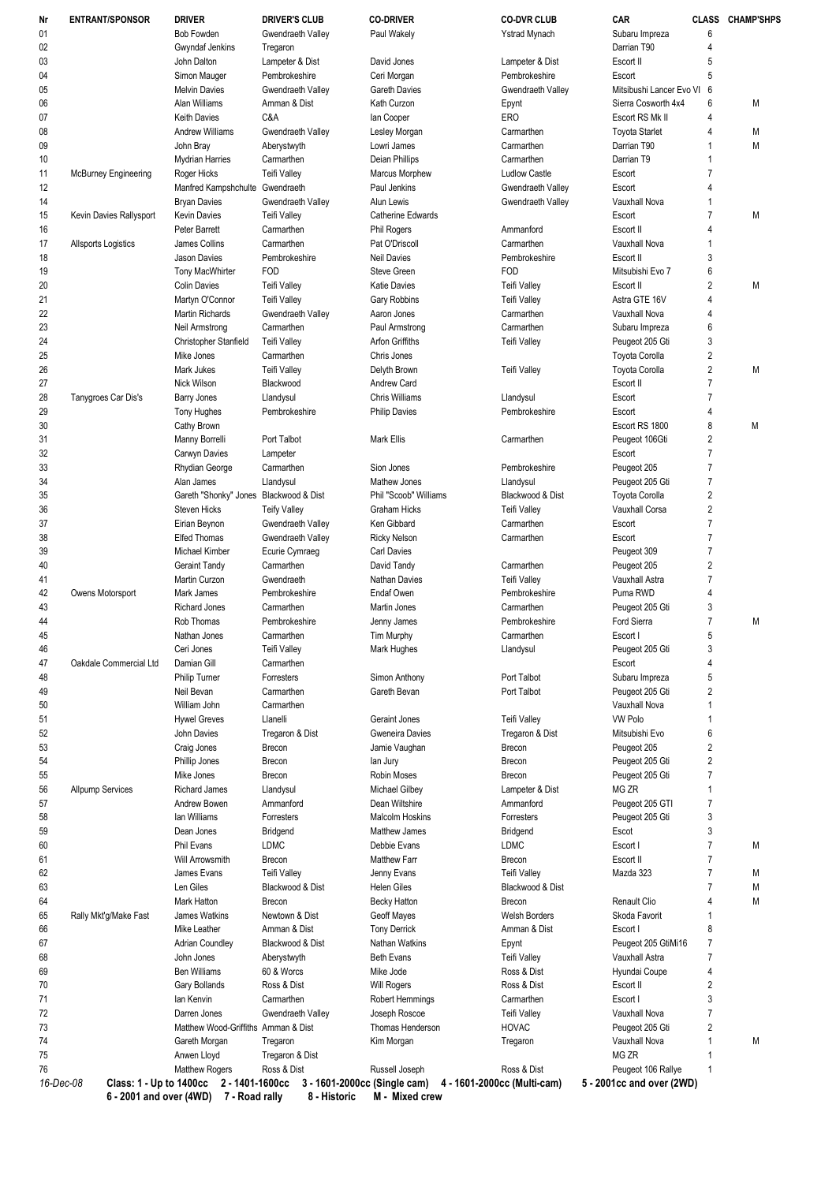| Nr | ENTRANT/SPONSOR | DRIVER | DRIVER'S CLUB | CO-DRIVER | CO-DVR CLUB | CAR | CLASS | CHAMP'SHPS |
|---|---|---|---|---|---|---|---|---|
| 01 | | Bob Fowden | Gwendraeth Valley | Paul Wakely | Ystrad Mynach | Subaru Impreza | 6 | |
| 02 | | Gwyndaf Jenkins | Tregaron | | | Darrian T90 | 4 | |
| 03 | | John Dalton | Lampeter & Dist | David Jones | Lampeter & Dist | Escort II | 5 | |
| 04 | | Simon Mauger | Pembrokeshire | Ceri Morgan | Pembrokeshire | Escort | 5 | |
| 05 | | Melvin Davies | Gwendraeth Valley | Gareth Davies | Gwendraeth Valley | Mitsibushi Lancer Evo VI | 6 | |
| 06 | | Alan Williams | Amman & Dist | Kath Curzon | Epynt | Sierra Cosworth 4x4 | 6 | M |
| 07 | | Keith Davies | C&A | Ian Cooper | ERO | Escort RS Mk II | 4 | |
| 08 | | Andrew Williams | Gwendraeth Valley | Lesley Morgan | Carmarthen | Toyota Starlet | 4 | M |
| 09 | | John Bray | Aberystwyth | Lowri James | Carmarthen | Darrian T90 | 1 | M |
| 10 | | Mydrian Harries | Carmarthen | Deian Phillips | Carmarthen | Darrian T9 | 1 | |
| 11 | McBurney Engineering | Roger Hicks | Teifi Valley | Marcus Morphew | Ludlow Castle | Escort | 7 | |
| 12 | | Manfred Kampshchulte | Gwendraeth | Paul Jenkins | Gwendraeth Valley | Escort | 4 | |
| 14 | | Bryan Davies | Gwendraeth Valley | Alun Lewis | Gwendraeth Valley | Vauxhall Nova | 1 | |
| 15 | Kevin Davies Rallysport | Kevin Davies | Teifi Valley | Catherine Edwards | | Escort | 7 | M |
| 16 | | Peter Barrett | Carmarthen | Phil Rogers | Ammanford | Escort II | 4 | |
| 17 | Allsports Logistics | James Collins | Carmarthen | Pat O'Driscoll | Carmarthen | Vauxhall Nova | 1 | |
| 18 | | Jason Davies | Pembrokeshire | Neil Davies | Pembrokeshire | Escort II | 3 | |
| 19 | | Tony MacWhirter | FOD | Steve Green | FOD | Mitsubishi Evo 7 | 6 | |
| 20 | | Colin Davies | Teifi Valley | Katie Davies | Teifi Valley | Escort II | 2 | M |
| 21 | | Martyn O'Connor | Teifi Valley | Gary Robbins | Teifi Valley | Astra GTE 16V | 4 | |
| 22 | | Martin Richards | Gwendraeth Valley | Aaron Jones | Carmarthen | Vauxhall Nova | 4 | |
| 23 | | Neil Armstrong | Carmarthen | Paul Armstrong | Carmarthen | Subaru Impreza | 6 | |
| 24 | | Christopher Stanfield | Teifi Valley | Arfon Griffiths | Teifi Valley | Peugeot 205 Gti | 3 | |
| 25 | | Mike Jones | Carmarthen | Chris Jones | | Toyota Corolla | 2 | |
| 26 | | Mark Jukes | Teifi Valley | Delyth Brown | Teifi Valley | Toyota Corolla | 2 | M |
| 27 | | Nick Wilson | Blackwood | Andrew Card | | Escort II | 7 | |
| 28 | Tanygroes Car Dis's | Barry Jones | Llandysul | Chris Williams | Llandysul | Escort | 7 | |
| 29 | | Tony Hughes | Pembrokeshire | Philip Davies | Pembrokeshire | Escort | 4 | |
| 30 | | Cathy Brown | | | | Escort RS 1800 | 8 | M |
| 31 | | Manny Borrelli | Port Talbot | Mark Ellis | Carmarthen | Peugeot 106Gti | 2 | |
| 32 | | Carwyn Davies | Lampeter | | | Escort | 7 | |
| 33 | | Rhydian George | Carmarthen | Sion Jones | Pembrokeshire | Peugeot 205 | 7 | |
| 34 | | Alan James | Llandysul | Mathew Jones | Llandysul | Peugeot 205 Gti | 7 | |
| 35 | | Gareth "Shonky" Jones | Blackwood & Dist | Phil "Scoob" Williams | Blackwood & Dist | Toyota Corolla | 2 | |
| 36 | | Steven Hicks | Teify Valley | Graham Hicks | Teifi Valley | Vauxhall Corsa | 2 | |
| 37 | | Eirian Beynon | Gwendraeth Valley | Ken Gibbard | Carmarthen | Escort | 7 | |
| 38 | | Elfed Thomas | Gwendraeth Valley | Ricky Nelson | Carmarthen | Escort | 7 | |
| 39 | | Michael Kimber | Ecurie Cymraeg | Carl Davies | | Peugeot 309 | 7 | |
| 40 | | Geraint Tandy | Carmarthen | David Tandy | Carmarthen | Peugeot 205 | 2 | |
| 41 | | Martin Curzon | Gwendraeth | Nathan Davies | Teifi Valley | Vauxhall Astra | 7 | |
| 42 | Owens Motorsport | Mark James | Pembrokeshire | Endaf Owen | Pembrokeshire | Puma RWD | 4 | |
| 43 | | Richard Jones | Carmarthen | Martin Jones | Carmarthen | Peugeot 205 Gti | 3 | |
| 44 | | Rob Thomas | Pembrokeshire | Jenny James | Pembrokeshire | Ford Sierra | 7 | M |
| 45 | | Nathan Jones | Carmarthen | Tim Murphy | Carmarthen | Escort I | 5 | |
| 46 | | Ceri Jones | Teifi Valley | Mark Hughes | Llandysul | Peugeot 205 Gti | 3 | |
| 47 | Oakdale Commercial Ltd | Damian Gill | Carmarthen | | | Escort | 4 | |
| 48 | | Philip Turner | Forresters | Simon Anthony | Port Talbot | Subaru Impreza | 5 | |
| 49 | | Neil Bevan | Carmarthen | Gareth Bevan | Port Talbot | Peugeot 205 Gti | 2 | |
| 50 | | William John | Carmarthen | | | Vauxhall Nova | 1 | |
| 51 | | Hywel Greves | Llanelli | Geraint Jones | Teifi Valley | VW Polo | 1 | |
| 52 | | John Davies | Tregaron & Dist | Gweneira Davies | Tregaron & Dist | Mitsubishi Evo | 6 | |
| 53 | | Craig Jones | Brecon | Jamie Vaughan | Brecon | Peugeot 205 | 2 | |
| 54 | | Phillip Jones | Brecon | Ian Jury | Brecon | Peugeot 205 Gti | 2 | |
| 55 | | Mike Jones | Brecon | Robin Moses | Brecon | Peugeot 205 Gti | 7 | |
| 56 | Allpump Services | Richard James | Llandysul | Michael Gilbey | Lampeter & Dist | MG ZR | 1 | |
| 57 | | Andrew Bowen | Ammanford | Dean Wiltshire | Ammanford | Peugeot 205 GTI | 7 | |
| 58 | | Ian Williams | Forresters | Malcolm Hoskins | Forresters | Peugeot 205 Gti | 3 | |
| 59 | | Dean Jones | Bridgend | Matthew James | Bridgend | Escot | 3 | |
| 60 | | Phil Evans | LDMC | Debbie Evans | LDMC | Escort I | 7 | M |
| 61 | | Will Arrowsmith | Brecon | Matthew Farr | Brecon | Escort II | 7 | |
| 62 | | James Evans | Teifi Valley | Jenny Evans | Teifi Valley | Mazda 323 | 7 | M |
| 63 | | Len Giles | Blackwood & Dist | Helen Giles | Blackwood & Dist | | 7 | M |
| 64 | | Mark Hatton | Brecon | Becky Hatton | Brecon | Renault Clio | 4 | M |
| 65 | Rally Mkt'g/Make Fast | James Watkins | Newtown & Dist | Geoff Mayes | Welsh Borders | Skoda Favorit | 1 | |
| 66 | | Mike Leather | Amman & Dist | Tony Derrick | Amman & Dist | Escort I | 8 | |
| 67 | | Adrian Coundley | Blackwood & Dist | Nathan Watkins | Epynt | Peugeot 205 GtiMi16 | 7 | |
| 68 | | John Jones | Aberystwyth | Beth Evans | Teifi Valley | Vauxhall Astra | 7 | |
| 69 | | Ben Williams | 60 & Worcs | Mike Jode | Ross & Dist | Hyundai Coupe | 4 | |
| 70 | | Gary Bollands | Ross & Dist | Will Rogers | Ross & Dist | Escort II | 2 | |
| 71 | | Ian Kenvin | Carmarthen | Robert Hemmings | Carmarthen | Escort I | 3 | |
| 72 | | Darren Jones | Gwendraeth Valley | Joseph Roscoe | Teifi Valley | Vauxhall Nova | 7 | |
| 73 | | Matthew Wood-Griffiths | Amman & Dist | Thomas Henderson | HOVAC | Peugeot 205 Gti | 2 | |
| 74 | | Gareth Morgan | Tregaron | Kim Morgan | Tregaron | Vauxhall Nova | 1 | M |
| 75 | | Anwen Lloyd | Tregaron & Dist | | | MG ZR | 1 | |
| 76 | | Matthew Rogers | Ross & Dist | Russell Joseph | Ross & Dist | Peugeot 106 Rallye | 1 | |

*16-Dec-08*

**Class: 1 - Up to 1400cc 2 - 1401-1600cc 3 - 1601-2000cc (Single cam) 4 - 1601-2000cc (Multi-cam) 5 - 2001cc and over (2WD)**

**6 - 2001 and over (4WD) 7 - Road rally 8 - Historic M - Mixed crew**